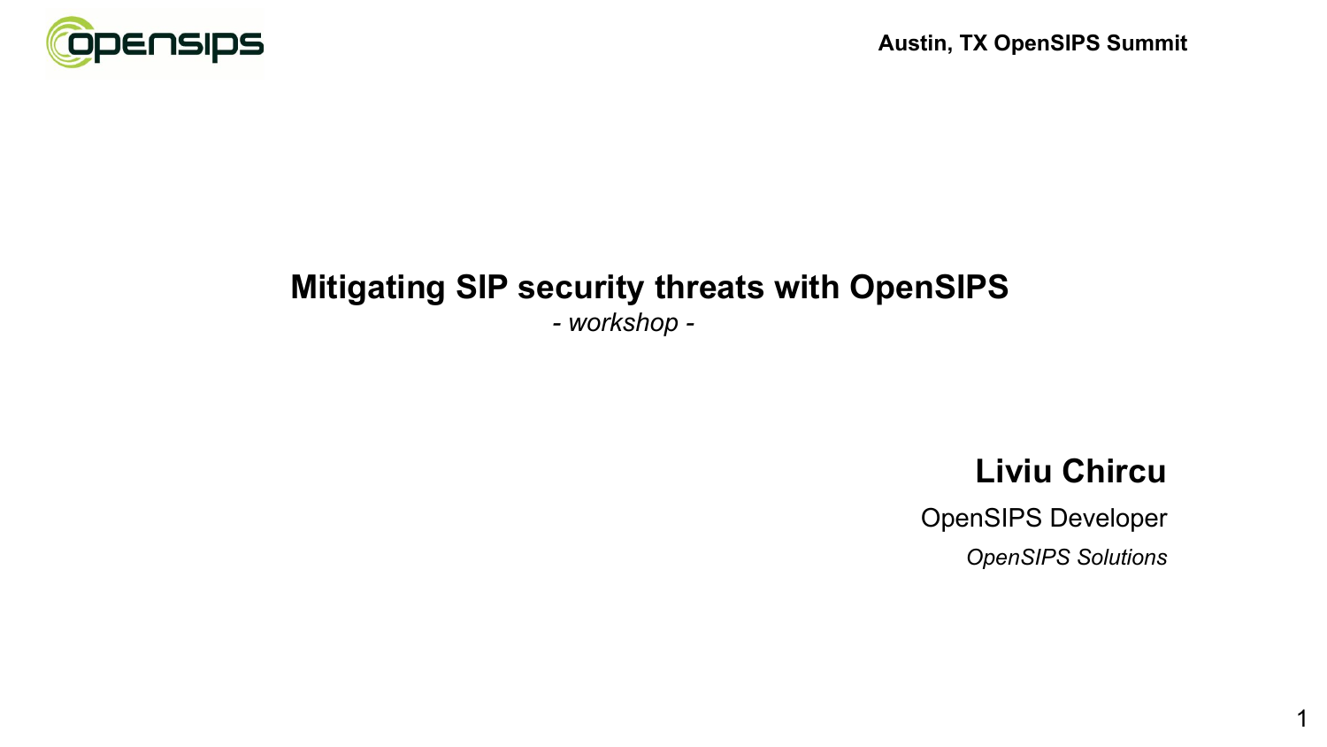Austin, TX OpenSIPS Summit

# Mitigating SIP security threats with OpenSIPS

*- workshop -*

**Liviu Chircu**

OpenSIPS Developer

*OpenSIPS Solutions*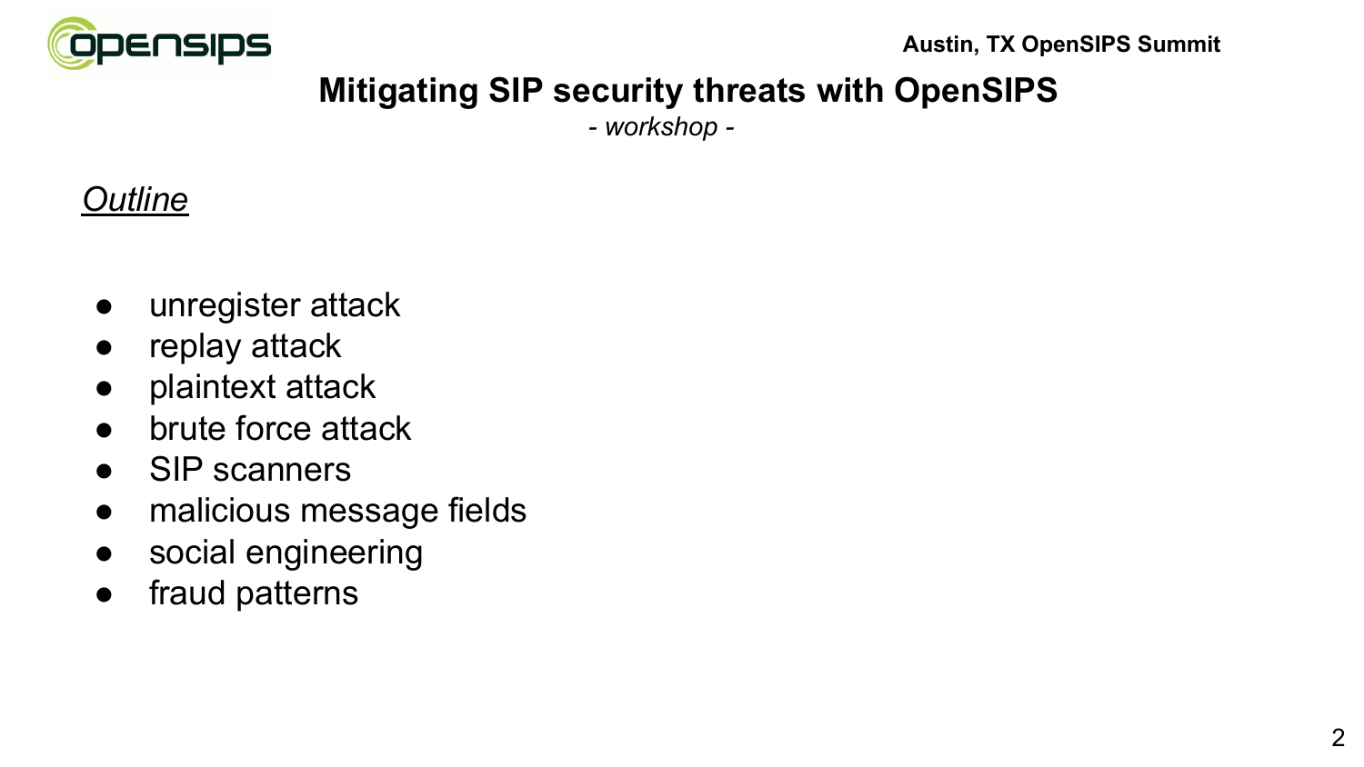# Mitigating SIP security threats with OpenSIPS

*- workshop -*

*Outline*

- unregister attack
- replay attack
- plaintext attack
- brute force attack
- SIP scanners
- malicious message fields
- social engineering
- fraud patterns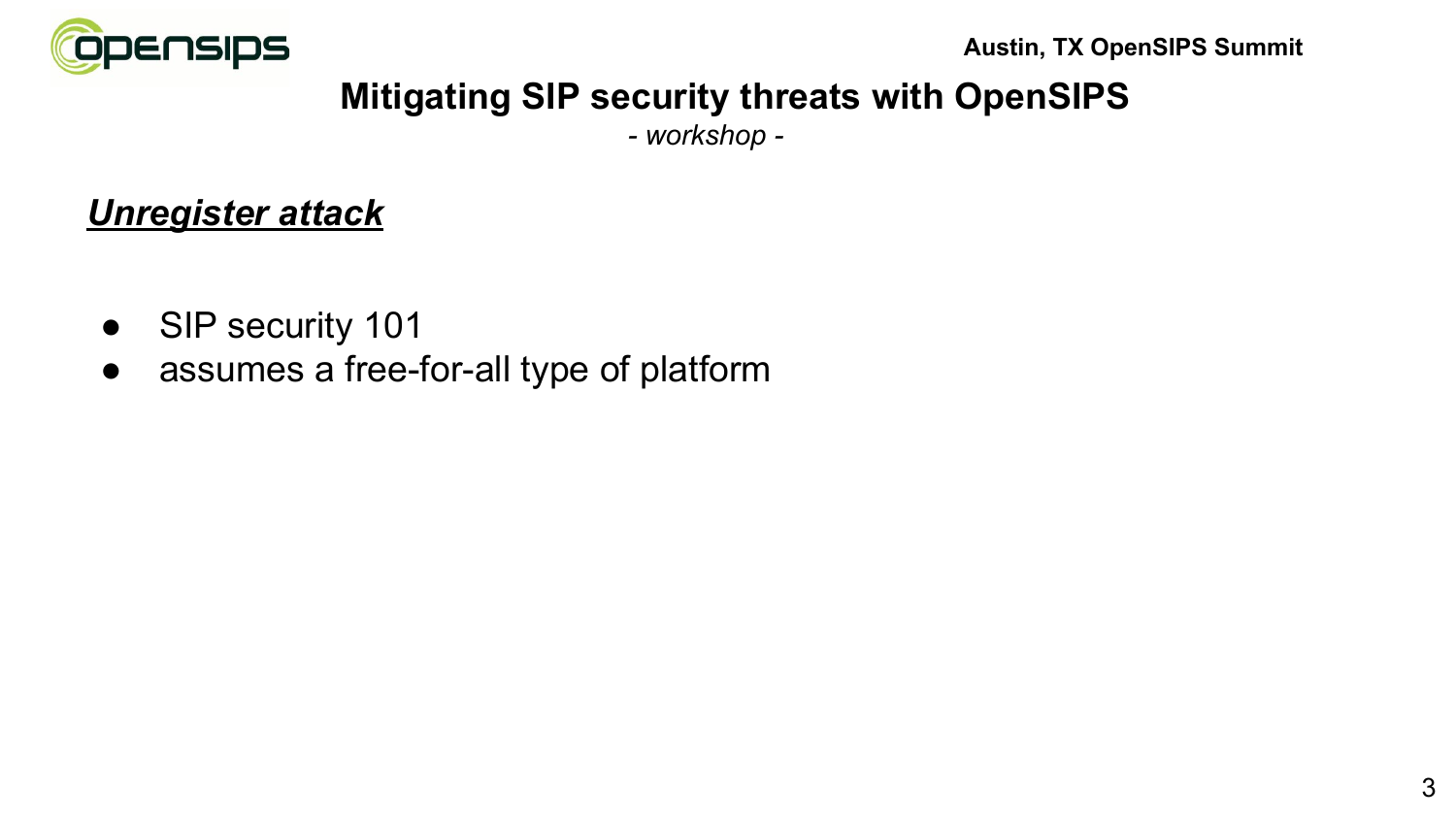# Mitigating SIP security threats with OpenSIPS

*- workshop -*

## ***Unregister attack***

- SIP security 101
- assumes a free-for-all type of platform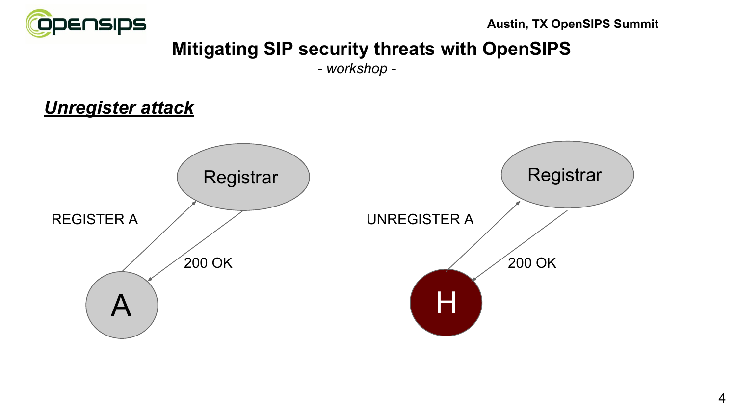# Mitigating SIP security threats with OpenSIPS

*- workshop -*

## ***Unregister attack***

REGISTER A

200 OK

A

Registrar

UNREGISTER A

200 OK

H

Registrar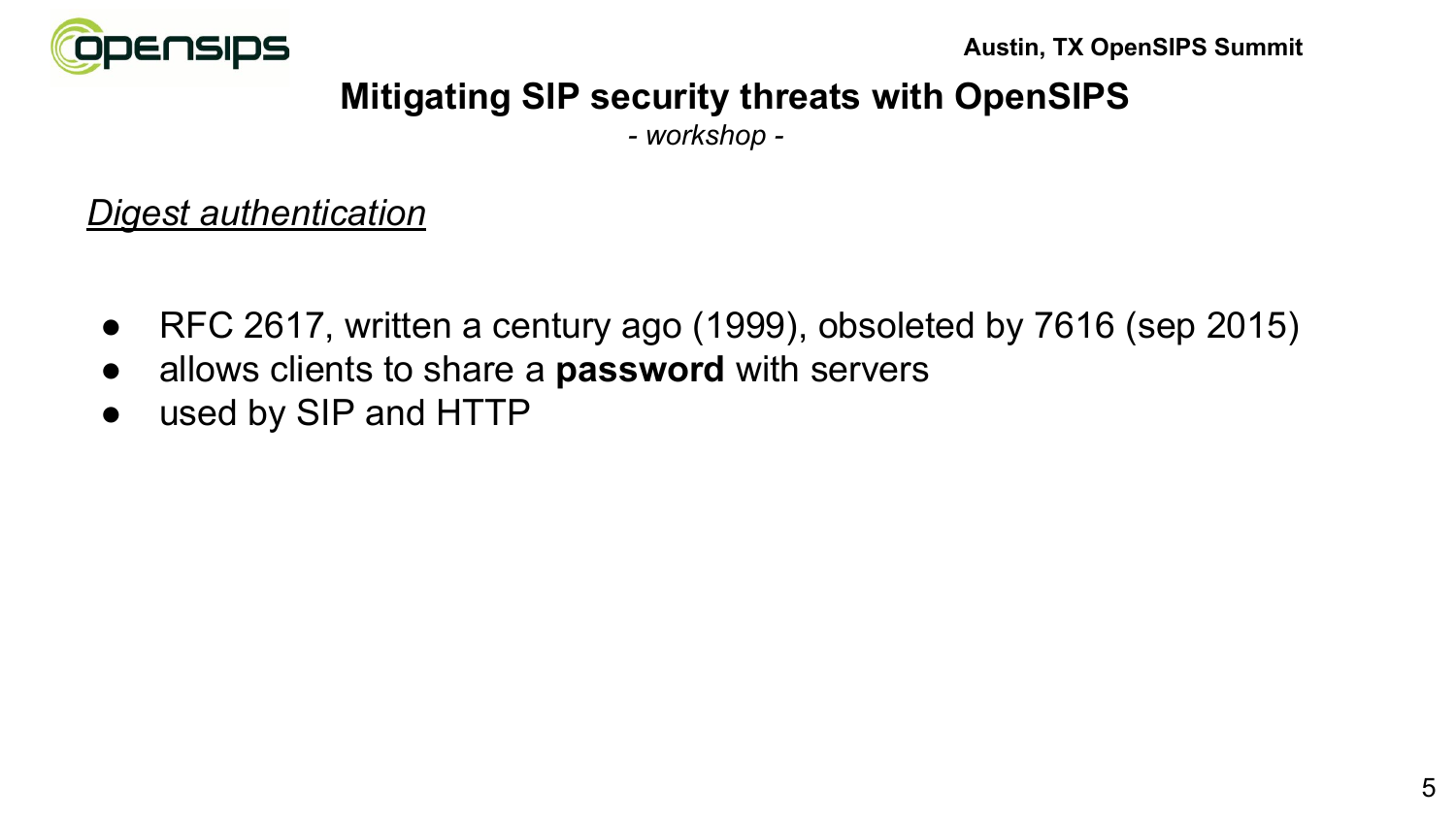# Mitigating SIP security threats with OpenSIPS

*- workshop -*

## *Digest authentication*

- RFC 2617, written a century ago (1999), obsoleted by 7616 (sep 2015)
- allows clients to share a **password** with servers
- used by SIP and HTTP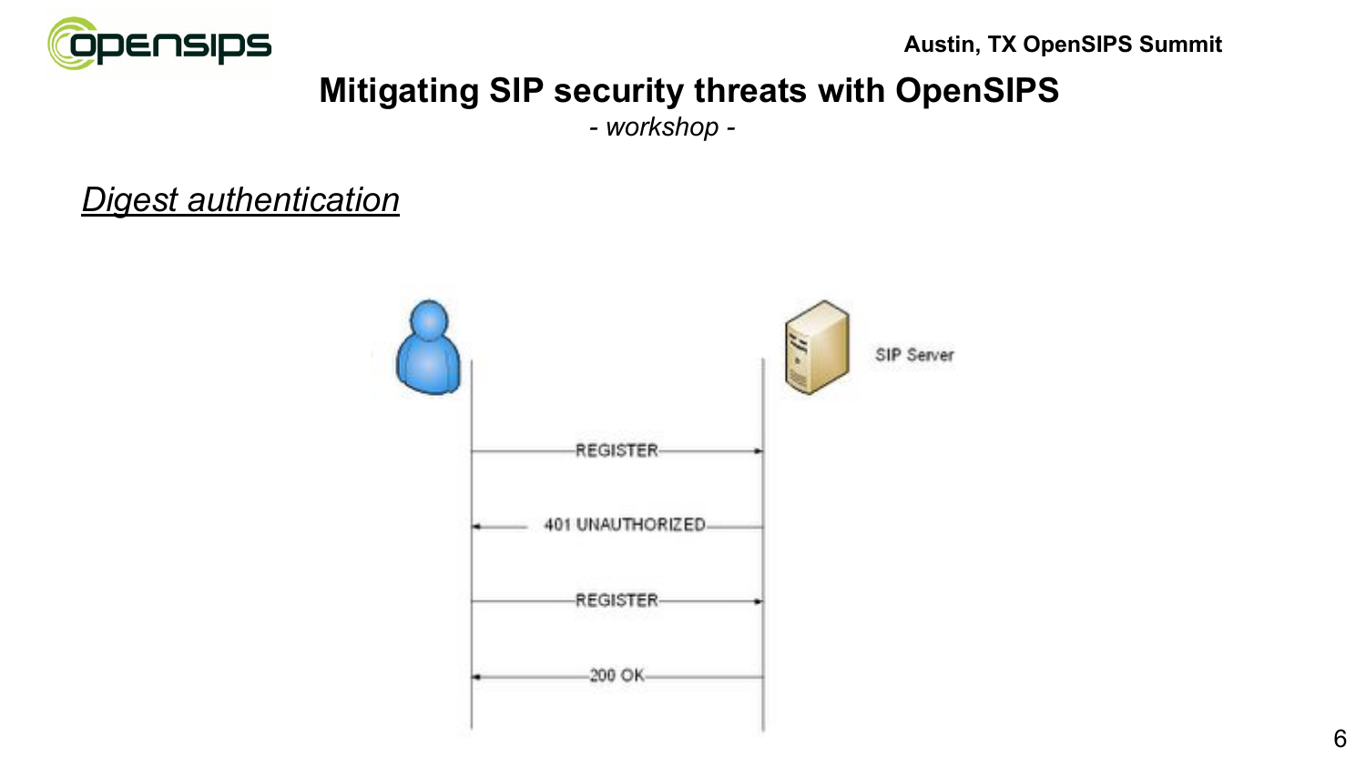# Mitigating SIP security threats with OpenSIPS

*- workshop -*

## *Digest authentication*

SIP Server

REGISTER

401 UNAUTHORIZED

REGISTER

200 OK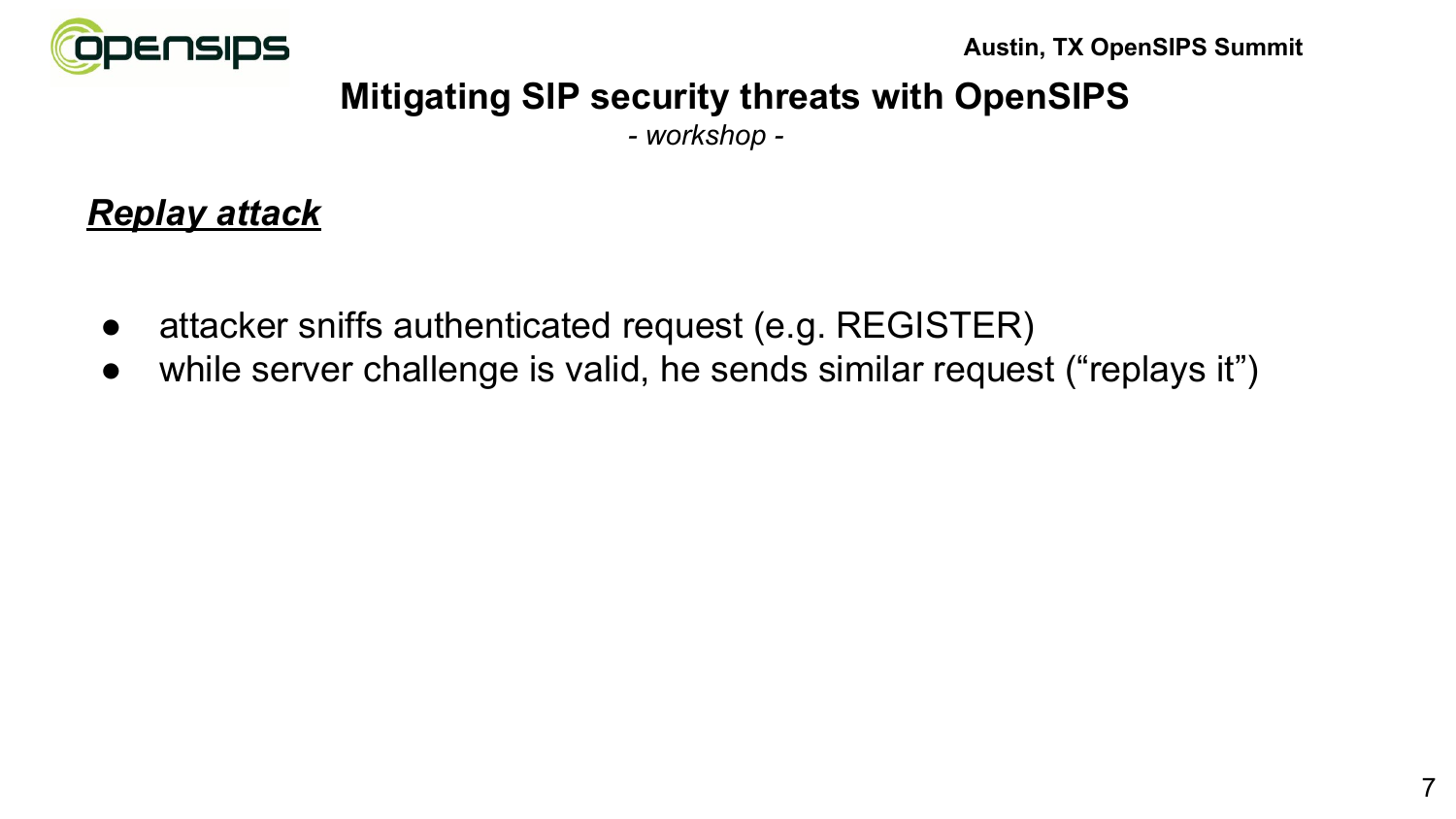## ***Replay attack***

- attacker sniffs authenticated request (e.g. REGISTER)
- while server challenge is valid, he sends similar request (“replays it”)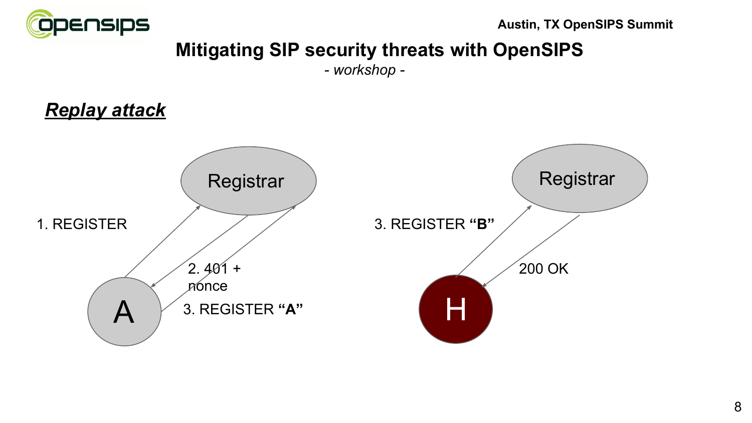# Mitigating SIP security threats with OpenSIPS

*- workshop -*

## ***Replay attack***

Registrar

1. REGISTER

2. 401 + nonce

3. REGISTER **“A”**

A

Registrar

3. REGISTER **“B”**

200 OK

H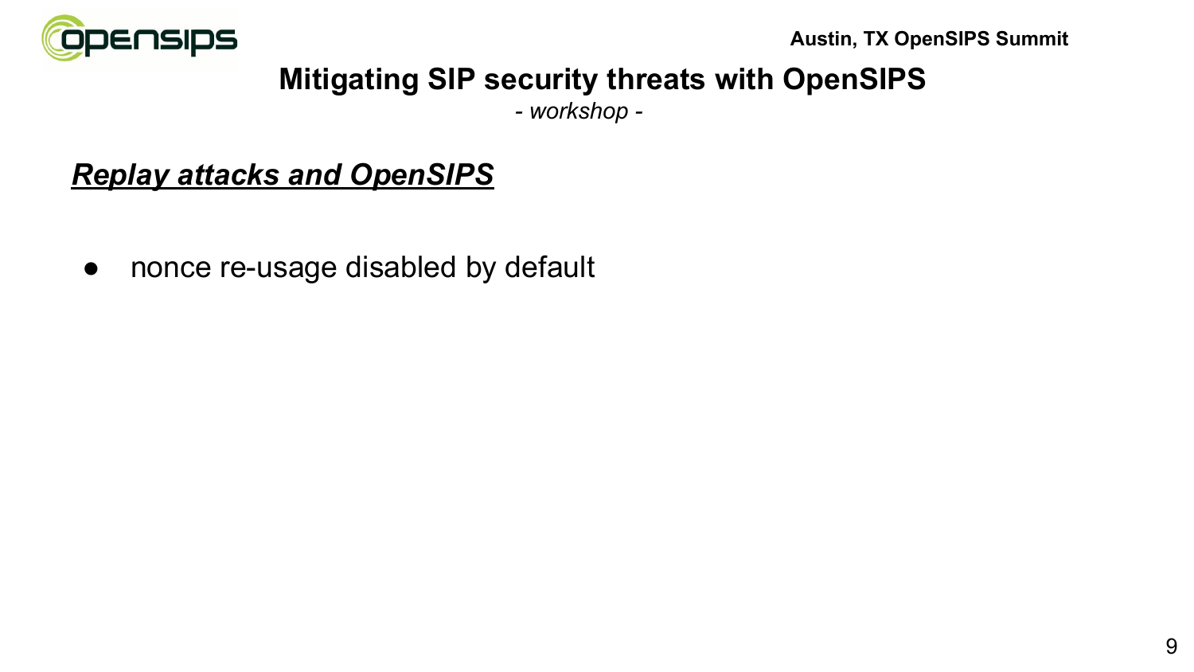# Mitigating SIP security threats with OpenSIPS

*- workshop -*

## ***Replay attacks and OpenSIPS***

- nonce re-usage disabled by default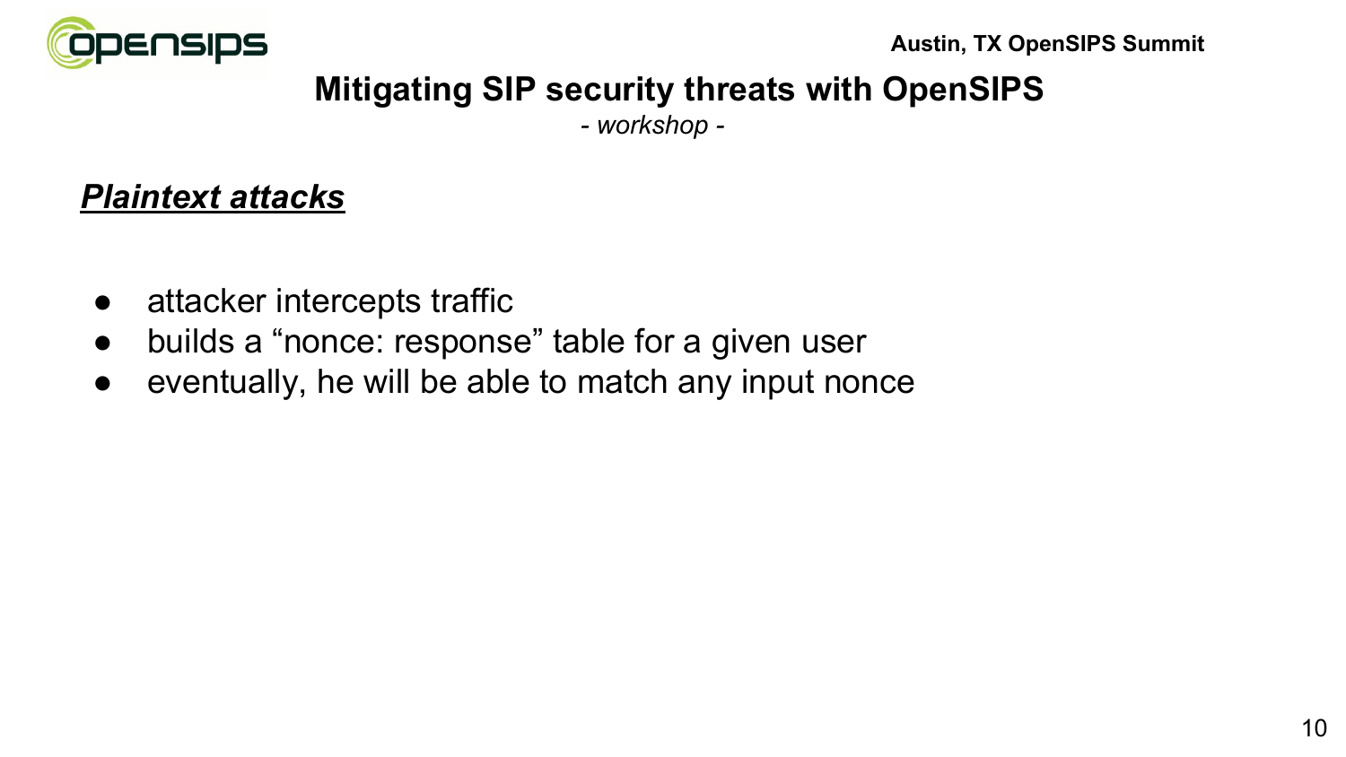## *Plaintext attacks*

- attacker intercepts traffic
- builds a "nonce: response" table for a given user
- eventually, he will be able to match any input nonce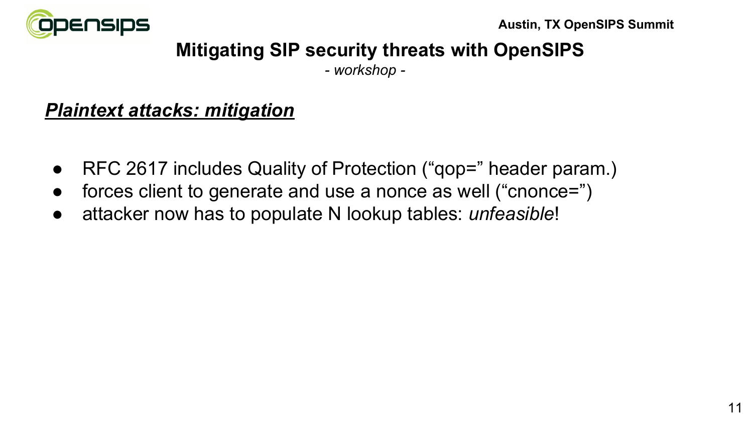## *Plaintext attacks: mitigation*

- RFC 2617 includes Quality of Protection (“qop=” header param.)
- forces client to generate and use a nonce as well (“cnonce=”)
- attacker now has to populate N lookup tables: *unfeasible*!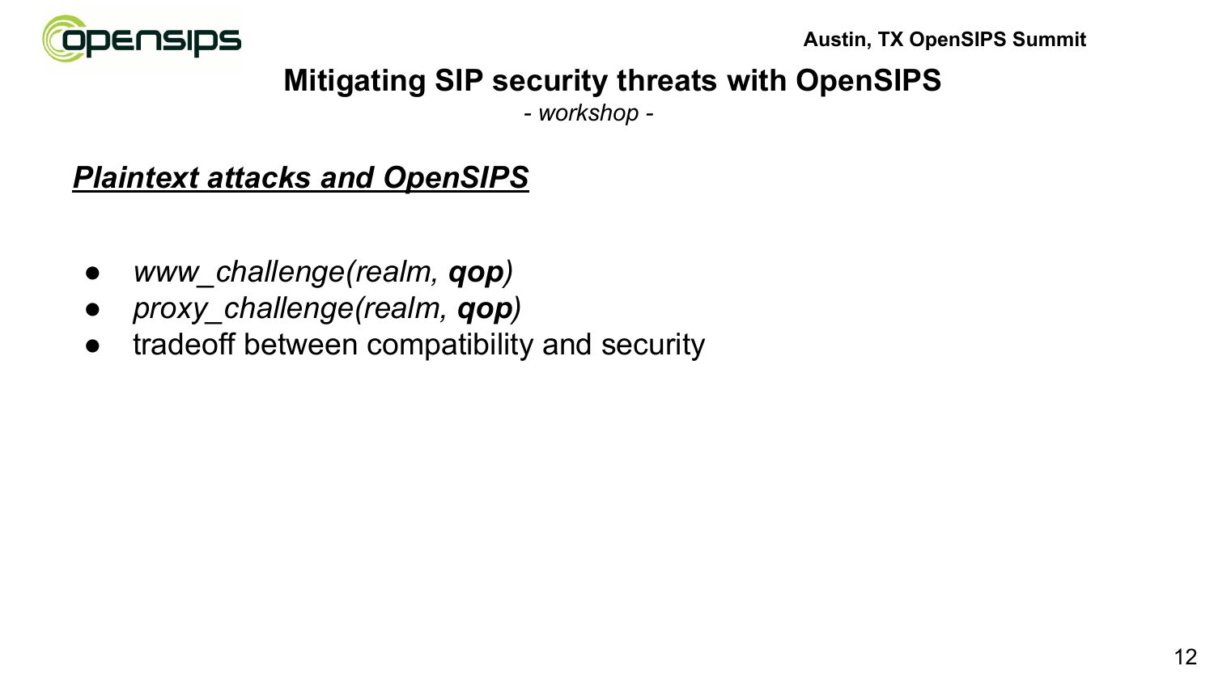# Mitigating SIP security threats with OpenSIPS

*- workshop -*

## ***Plaintext attacks and OpenSIPS***

- *www_challenge(realm, **qop**)*
- *proxy_challenge(realm, **qop**)*
- tradeoff between compatibility and security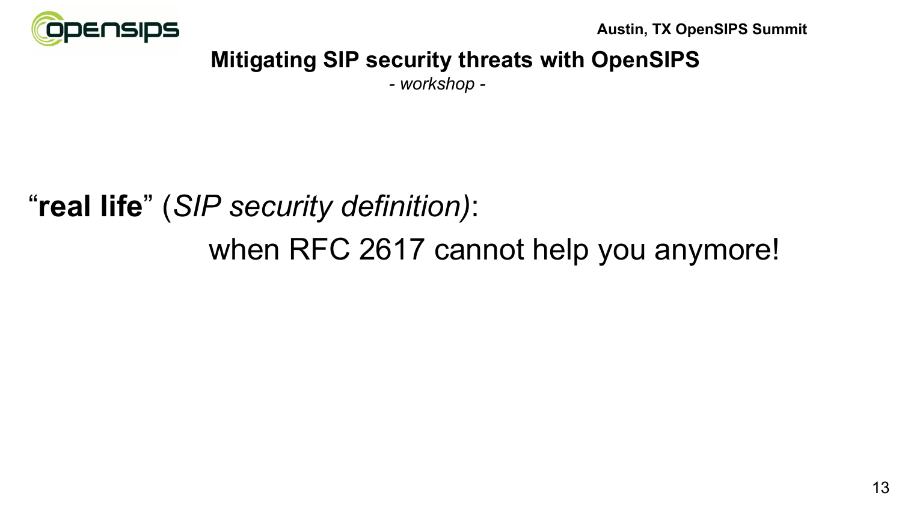“**real life**” (*SIP security definition)*:

when RFC 2617 cannot help you anymore!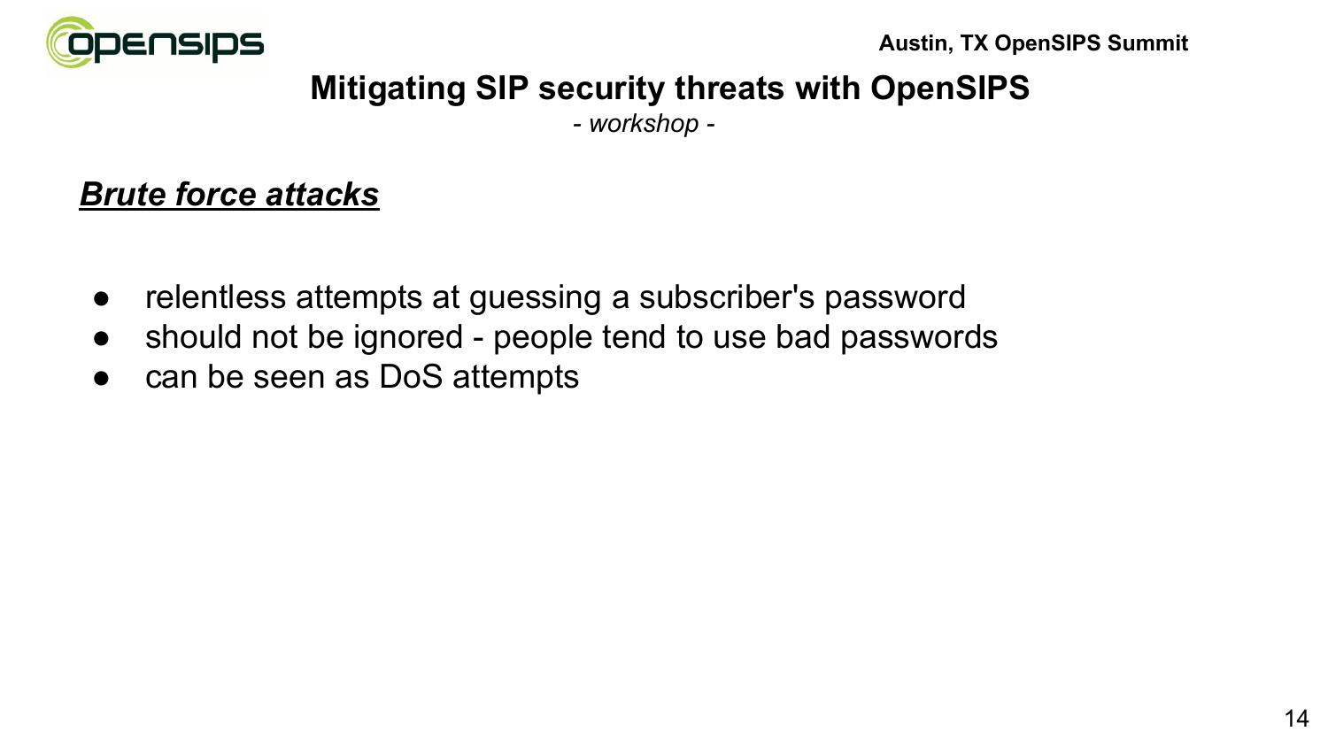## ***Brute force attacks***

- relentless attempts at guessing a subscriber's password
- should not be ignored - people tend to use bad passwords
- can be seen as DoS attempts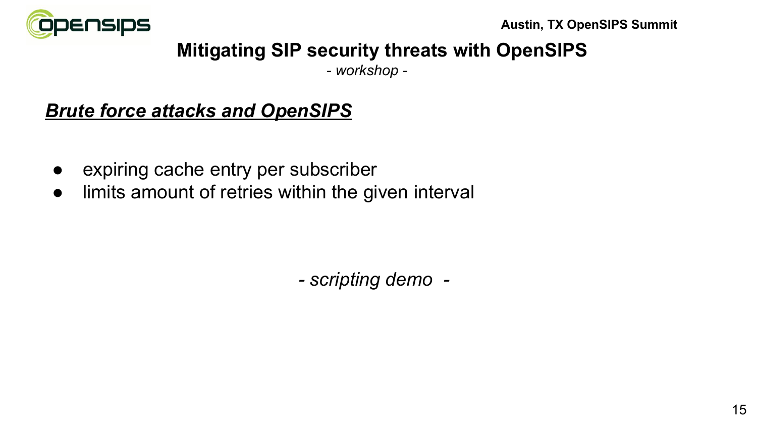## *Brute force attacks and OpenSIPS*

- expiring cache entry per subscriber
- limits amount of retries within the given interval

*- scripting demo -*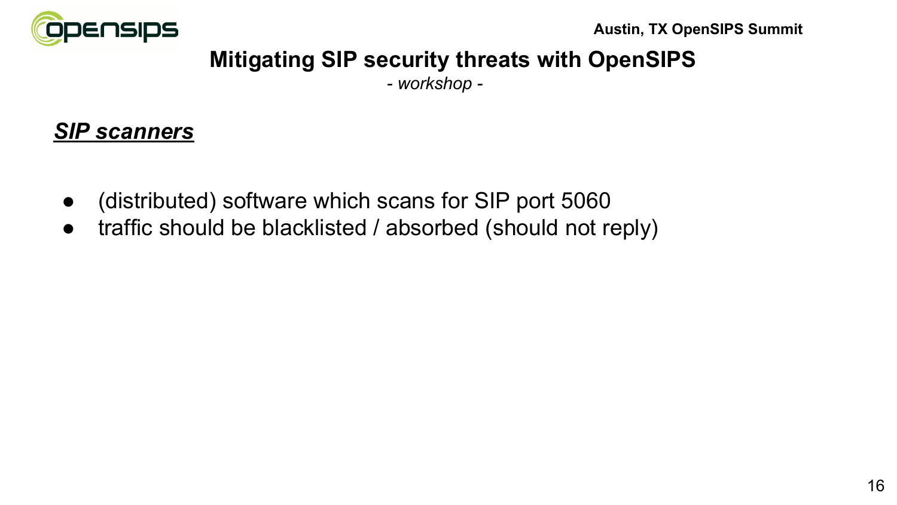## ***SIP scanners***

- (distributed) software which scans for SIP port 5060
- traffic should be blacklisted / absorbed (should not reply)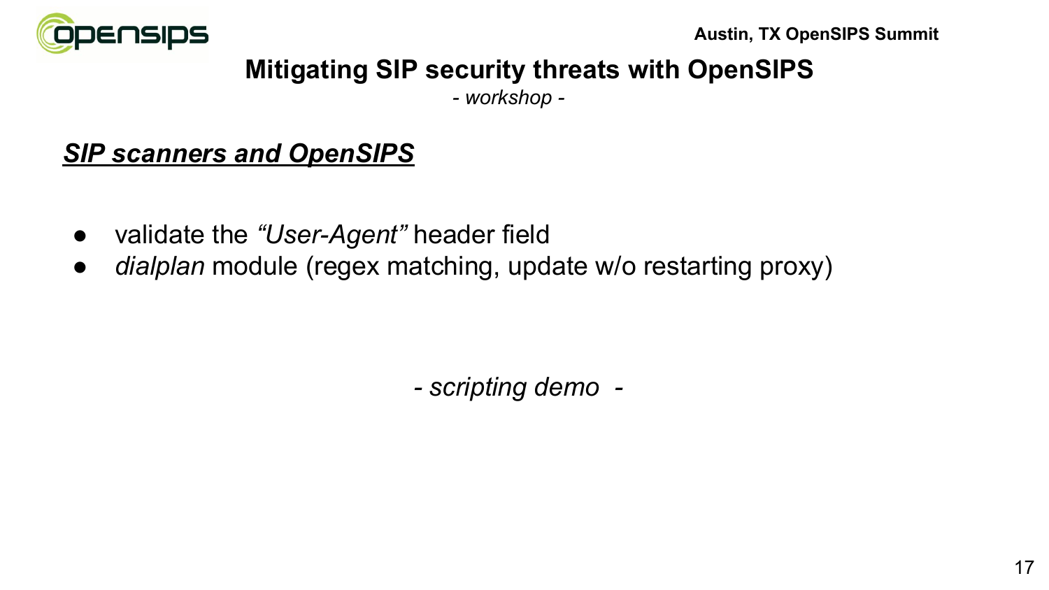## Mitigating SIP security threats with OpenSIPS

*- workshop -*

### ***SIP scanners and OpenSIPS***

- validate the *“User-Agent”* header field
- *dialplan* module (regex matching, update w/o restarting proxy)

*- scripting demo -*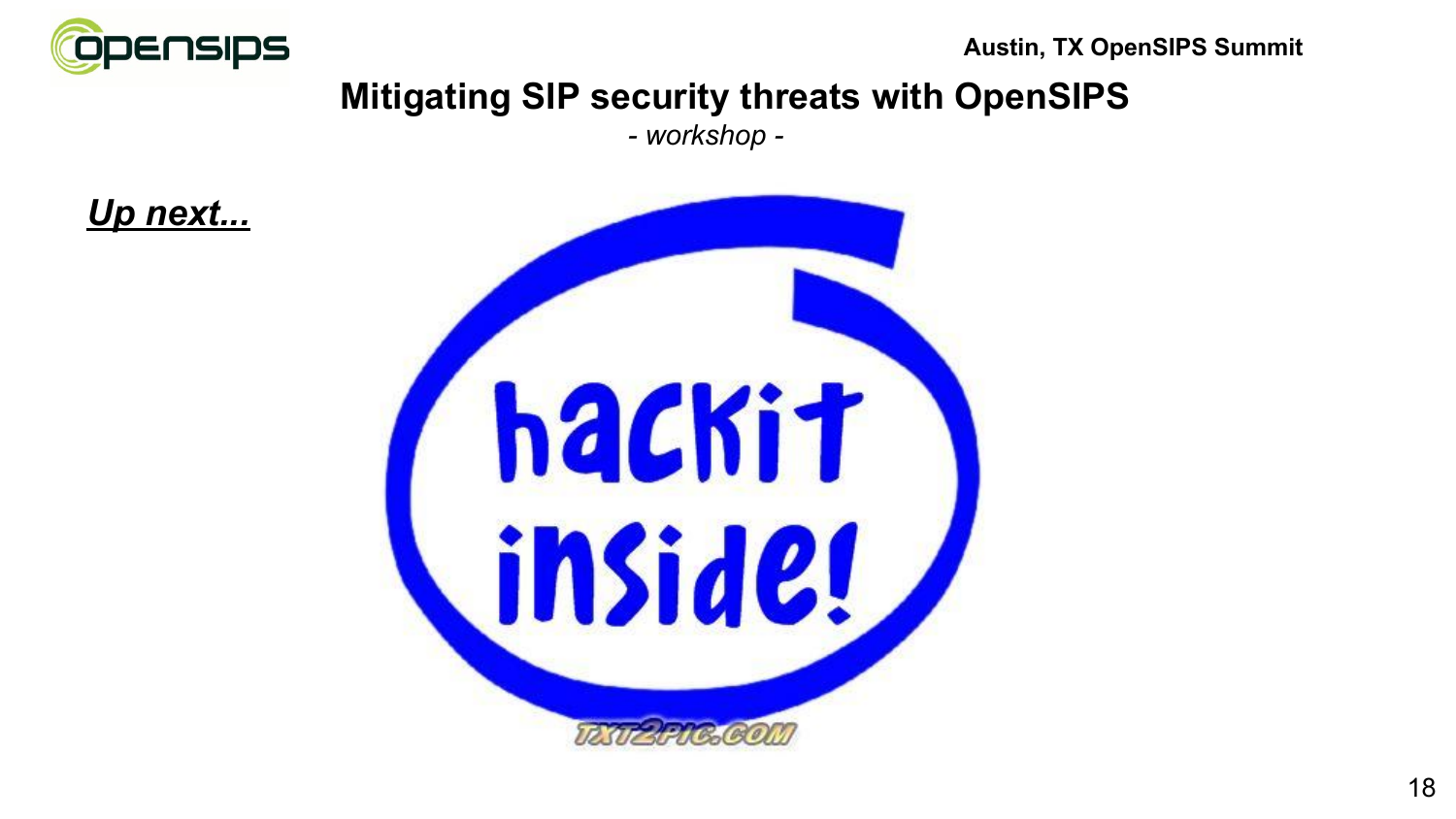**Mitigating SIP security threats with OpenSIPS**

*- workshop -*

***Up next...***

hackit inside!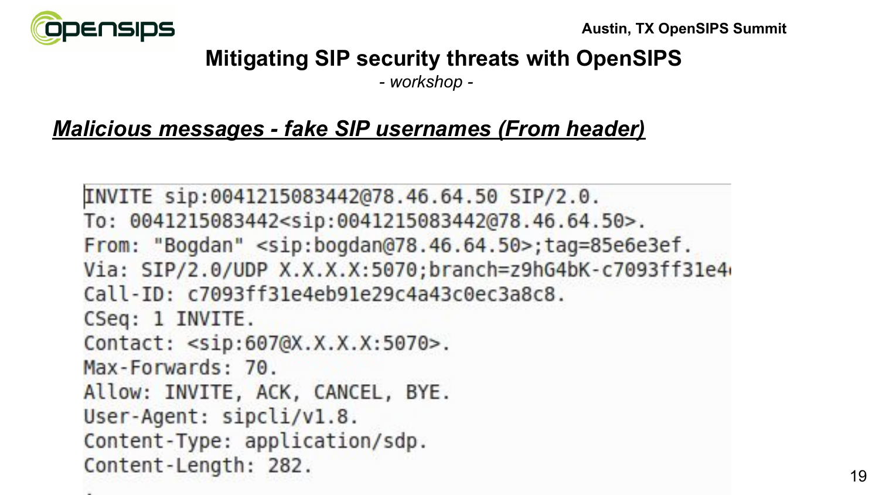# Mitigating SIP security threats with OpenSIPS

*- workshop -*

## ***Malicious messages - fake SIP usernames (From header)***

```
INVITE sip:0041215083442@78.46.64.50 SIP/2.0.
To: 0041215083442<sip:0041215083442@78.46.64.50>.
From: "Bogdan" <sip:bogdan@78.46.64.50>;tag=85e6e3ef.
Via: SIP/2.0/UDP X.X.X.X:5070;branch=z9hG4bK-c7093ff31e4
Call-ID: c7093ff31e4eb91e29c4a43c0ec3a8c8.
CSeq: 1 INVITE.
Contact: <sip:607@X.X.X.X:5070>.
Max-Forwards: 70.
Allow: INVITE, ACK, CANCEL, BYE.
User-Agent: sipcli/v1.8.
Content-Type: application/sdp.
Content-Length: 282.
```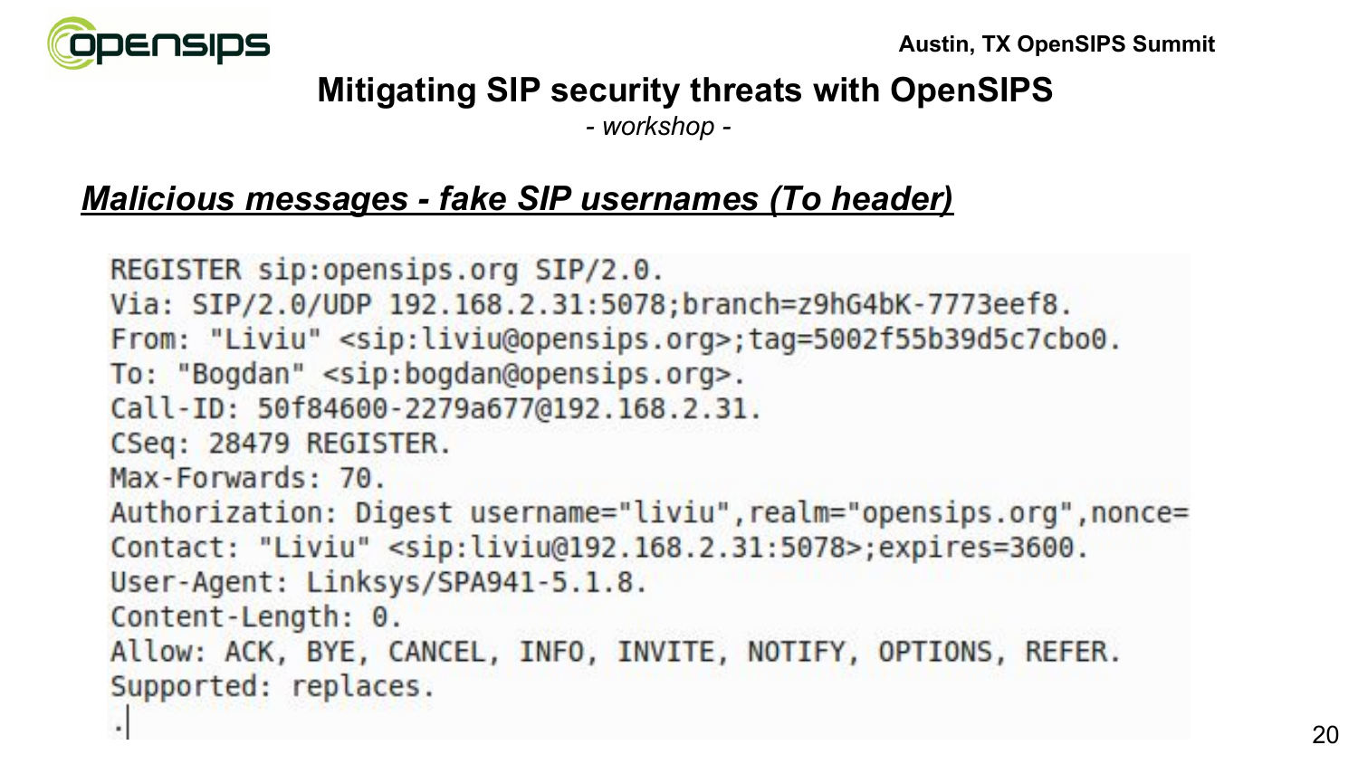# Mitigating SIP security threats with OpenSIPS

*- workshop -*

## *Malicious messages - fake SIP usernames (To header)*

```
REGISTER sip:opensips.org SIP/2.0.
Via: SIP/2.0/UDP 192.168.2.31:5078;branch=z9hG4bK-7773eef8.
From: "Liviu" <sip:liviu@opensips.org>;tag=5002f55b39d5c7cbo0.
To: "Bogdan" <sip:bogdan@opensips.org>.
Call-ID: 50f84600-2279a677@192.168.2.31.
CSeq: 28479 REGISTER.
Max-Forwards: 70.
Authorization: Digest username="liviu",realm="opensips.org",nonce=
Contact: "Liviu" <sip:liviu@192.168.2.31:5078>;expires=3600.
User-Agent: Linksys/SPA941-5.1.8.
Content-Length: 0.
Allow: ACK, BYE, CANCEL, INFO, INVITE, NOTIFY, OPTIONS, REFER.
Supported: replaces.
.
```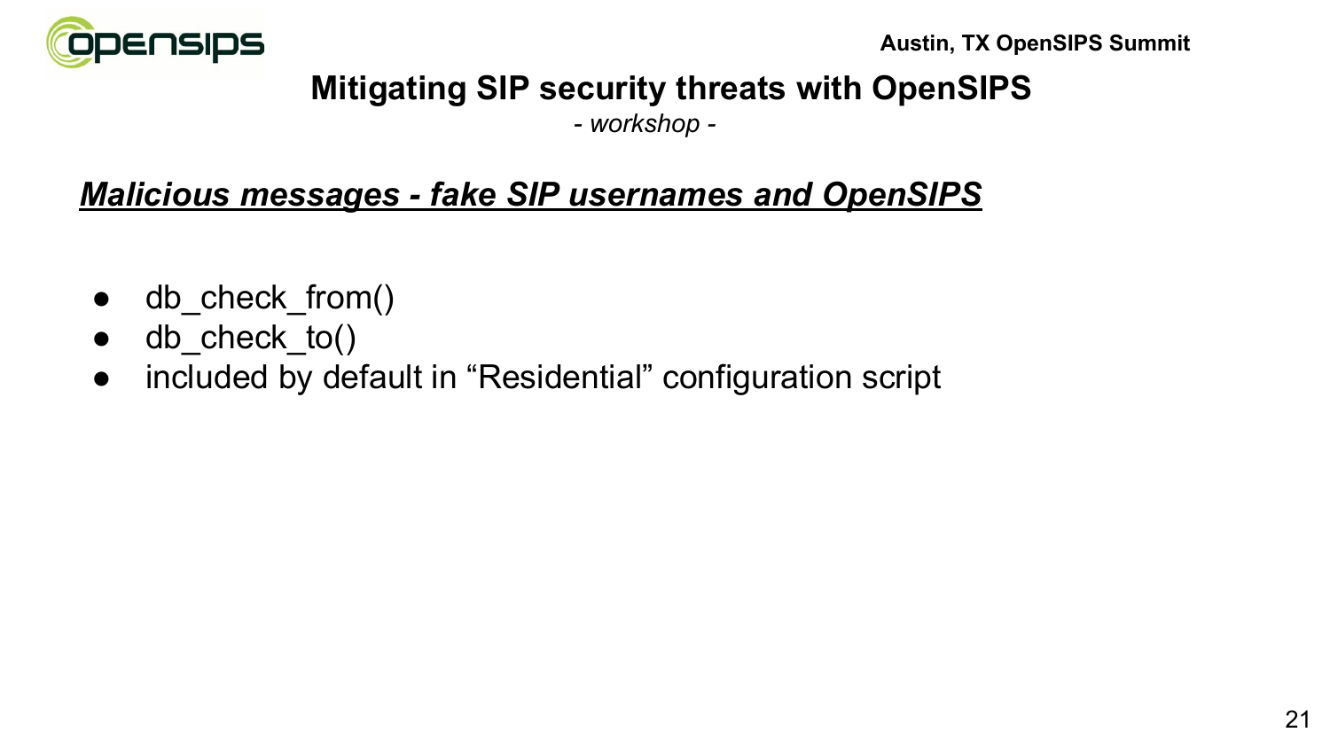# Mitigating SIP security threats with OpenSIPS

*- workshop -*

## ***Malicious messages - fake SIP usernames and OpenSIPS***

- db_check_from()
- db_check_to()
- included by default in “Residential” configuration script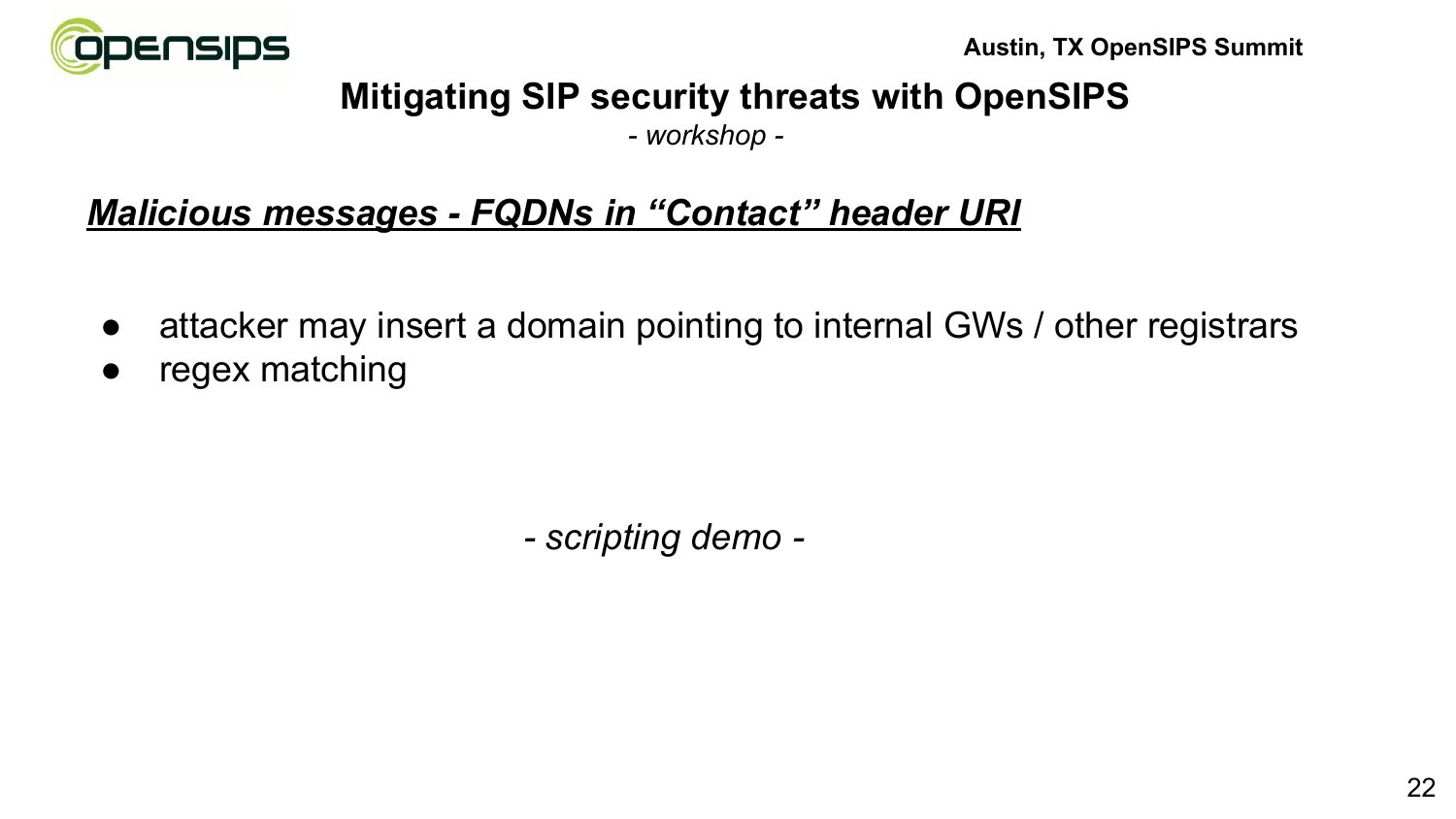# Mitigating SIP security threats with OpenSIPS

*- workshop -*

## ***Malicious messages - FQDNs in "Contact" header URI***

- attacker may insert a domain pointing to internal GWs / other registrars
- regex matching

*- scripting demo -*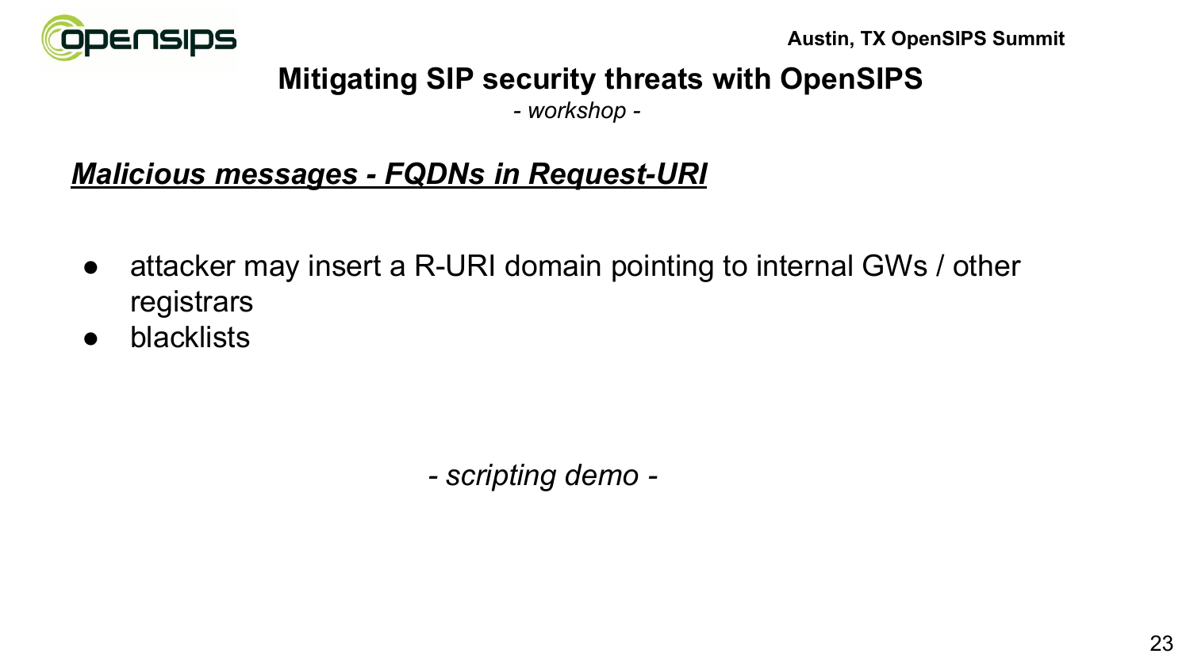## Mitigating SIP security threats with OpenSIPS

*- workshop -*

### ***Malicious messages - FQDNs in Request-URI***

- attacker may insert a R-URI domain pointing to internal GWs / other registrars
- blacklists

*- scripting demo -*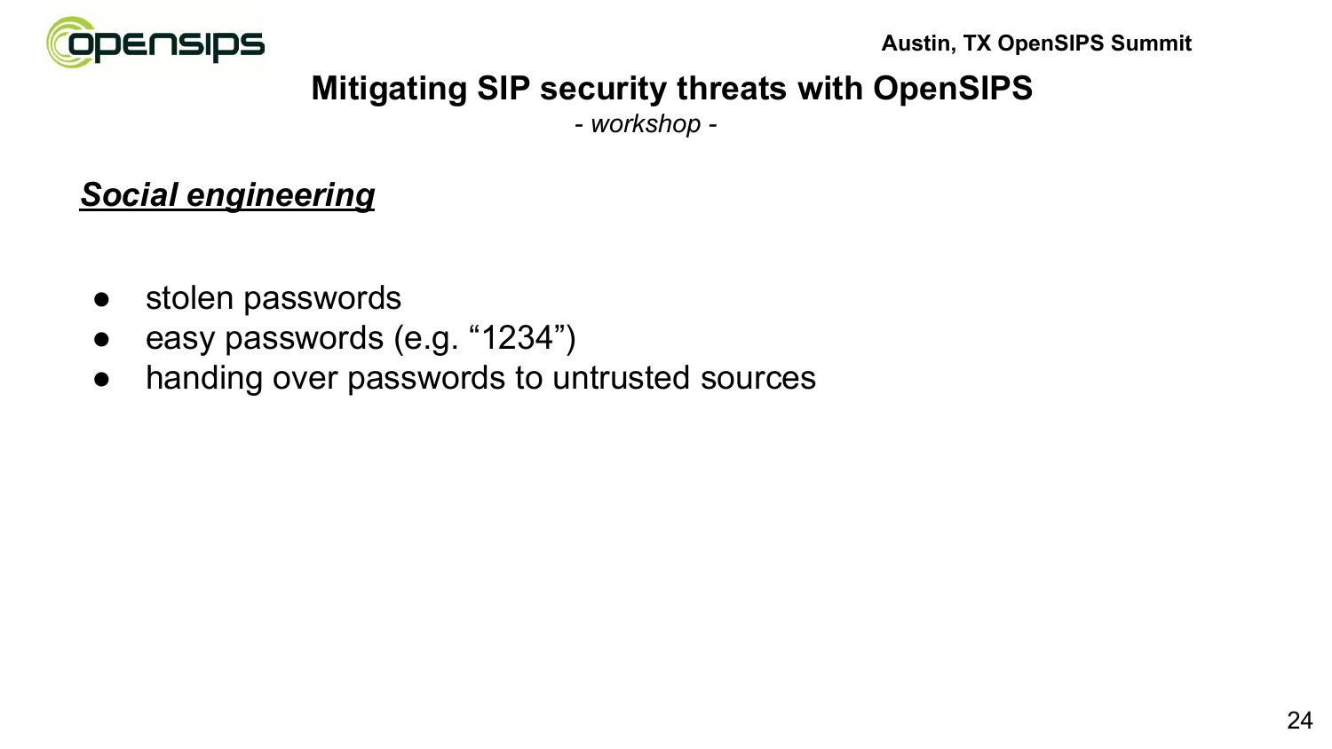## Social engineering

- stolen passwords
- easy passwords (e.g. “1234”)
- handing over passwords to untrusted sources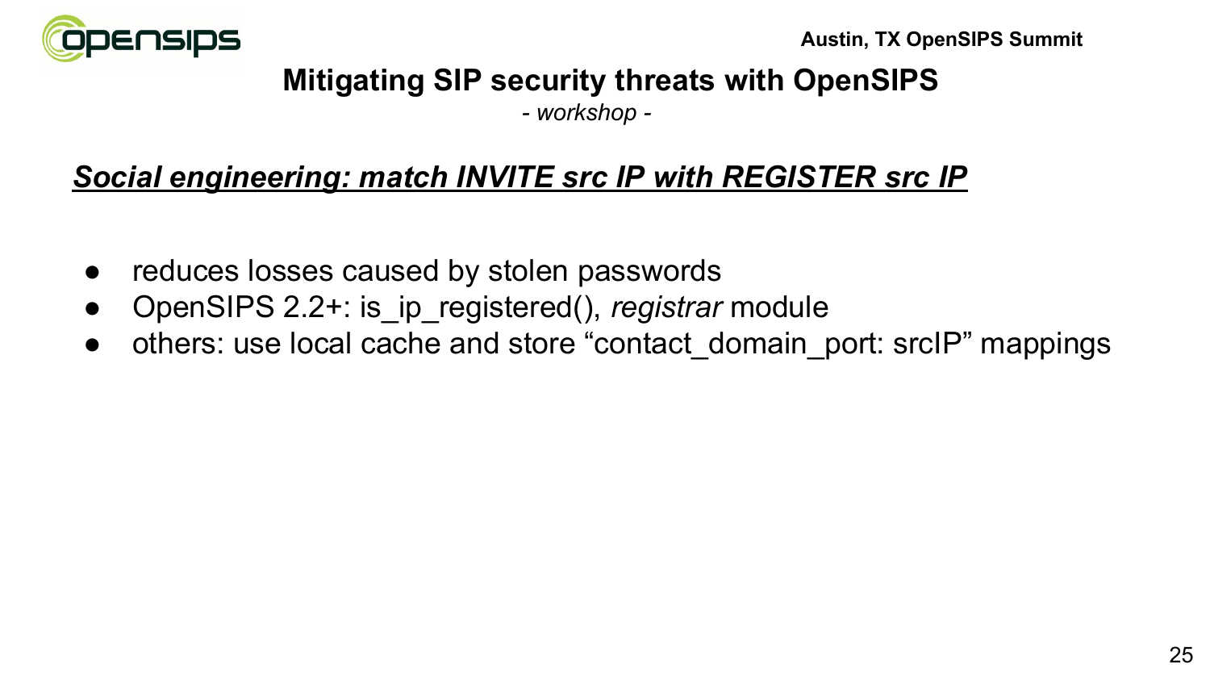## Mitigating SIP security threats with OpenSIPS

*- workshop -*

### ***Social engineering: match INVITE src IP with REGISTER src IP***

- reduces losses caused by stolen passwords
- OpenSIPS 2.2+: is_ip_registered(), *registrar* module
- others: use local cache and store “contact_domain_port: srcIP” mappings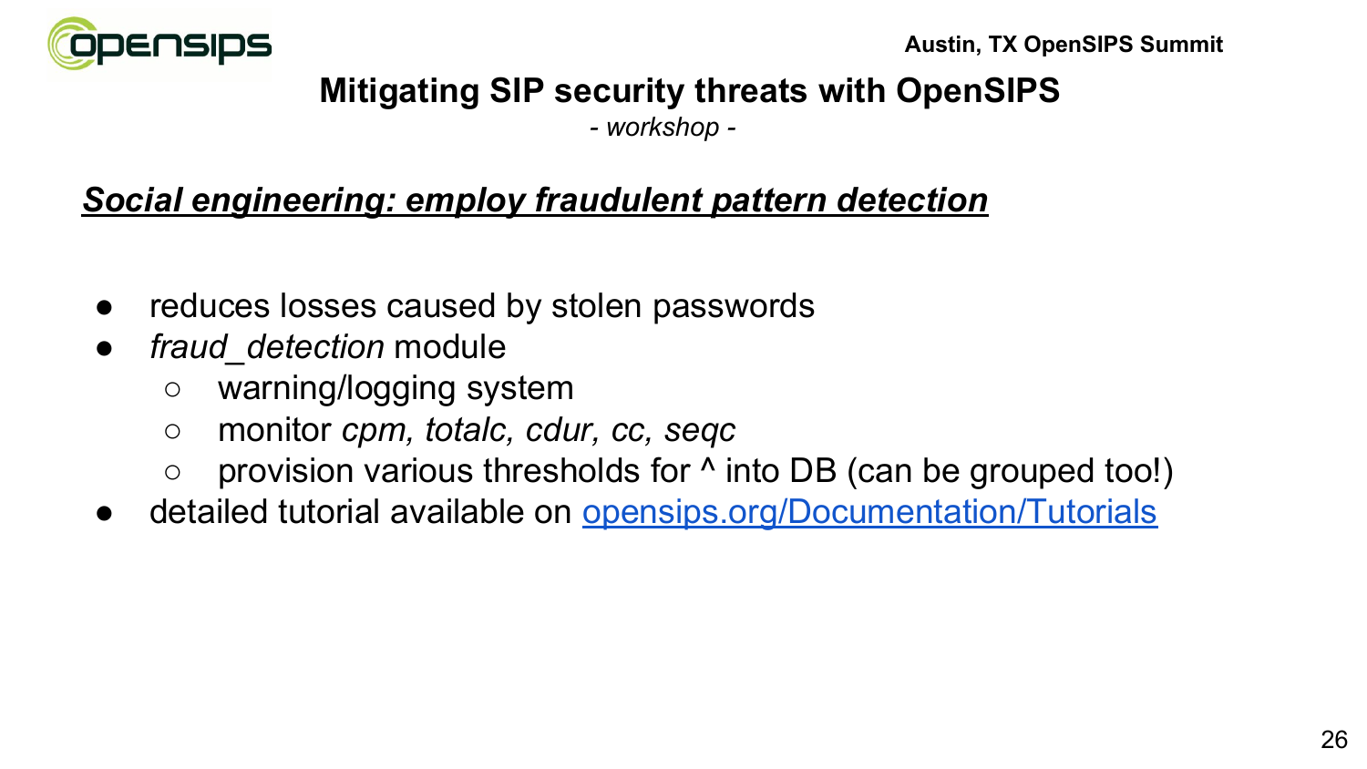## Mitigating SIP security threats with OpenSIPS

*- workshop -*

### ***Social engineering: employ fraudulent pattern detection***

- reduces losses caused by stolen passwords
- *fraud_detection* module
  - warning/logging system
  - monitor *cpm, totalc, cdur, cc, seqc*
  - provision various thresholds for ^ into DB (can be grouped too!)
- detailed tutorial available on [opensips.org/Documentation/Tutorials](opensips.org/Documentation/Tutorials)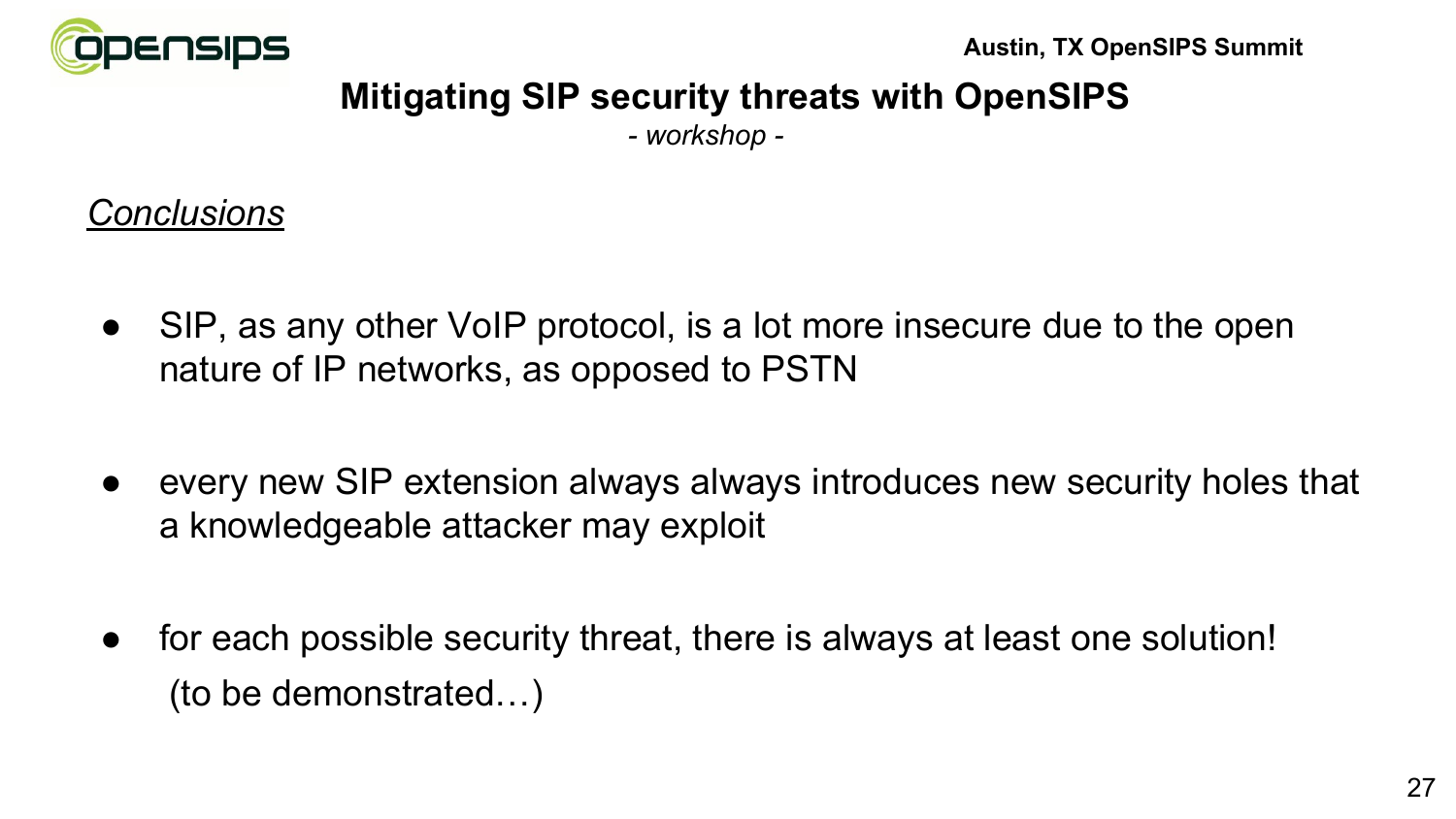# Mitigating SIP security threats with OpenSIPS

*- workshop -*

## *Conclusions*

- SIP, as any other VoIP protocol, is a lot more insecure due to the open nature of IP networks, as opposed to PSTN
- every new SIP extension always always introduces new security holes that a knowledgeable attacker may exploit
- for each possible security threat, there is always at least one solution! (to be demonstrated…)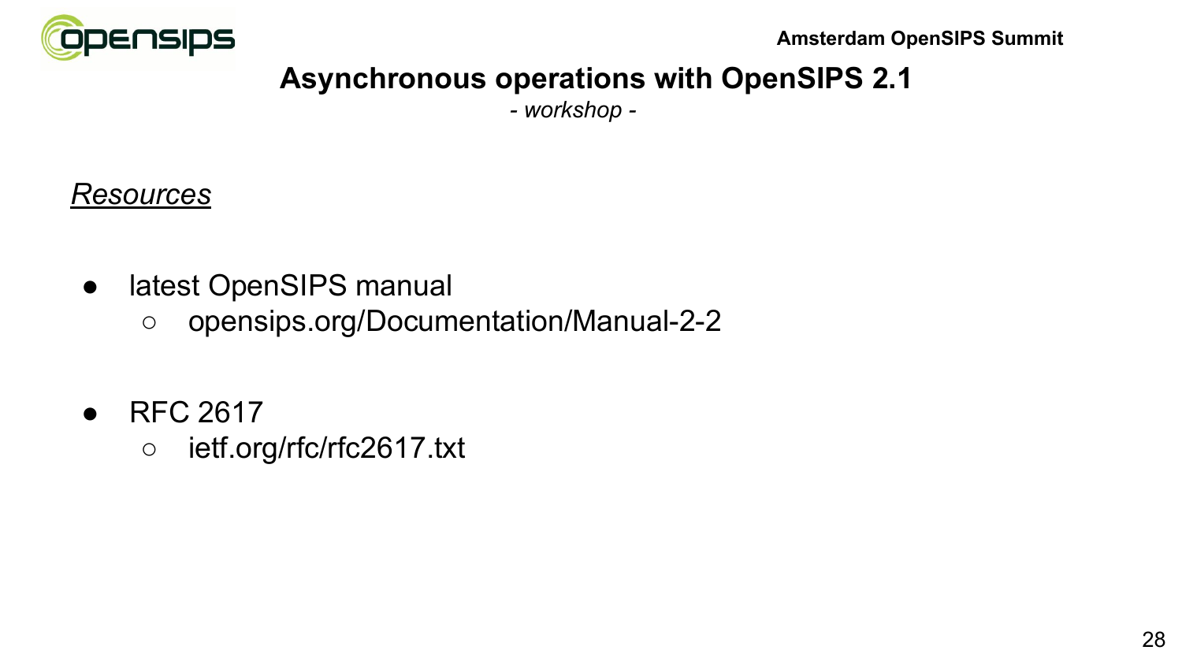# Asynchronous operations with OpenSIPS 2.1

*- workshop -*

## *Resources*

- latest OpenSIPS manual
  - opensips.org/Documentation/Manual-2-2

- RFC 2617
  - ietf.org/rfc/rfc2617.txt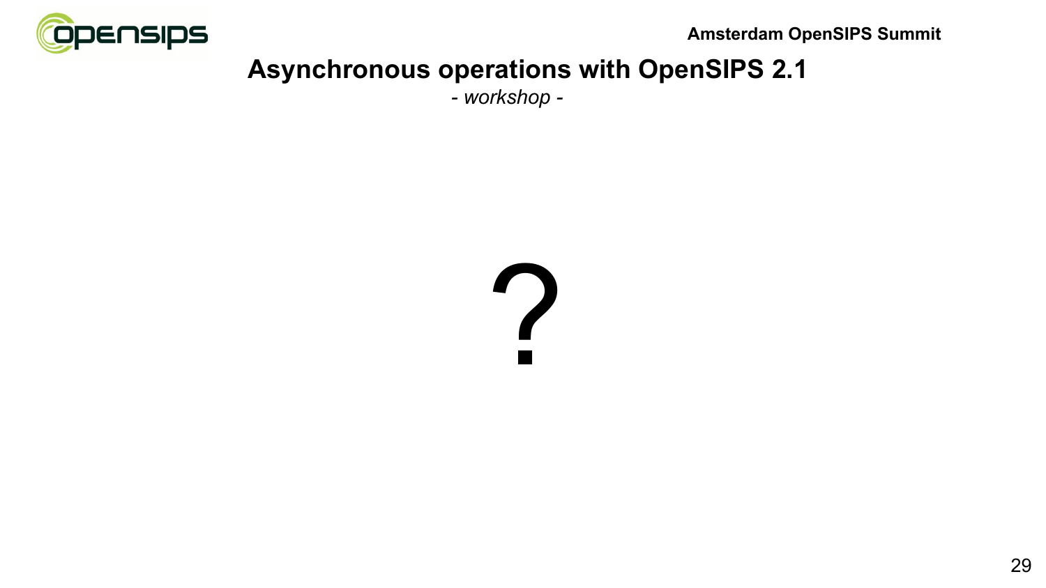# Asynchronous operations with OpenSIPS 2.1

*- workshop -*

?